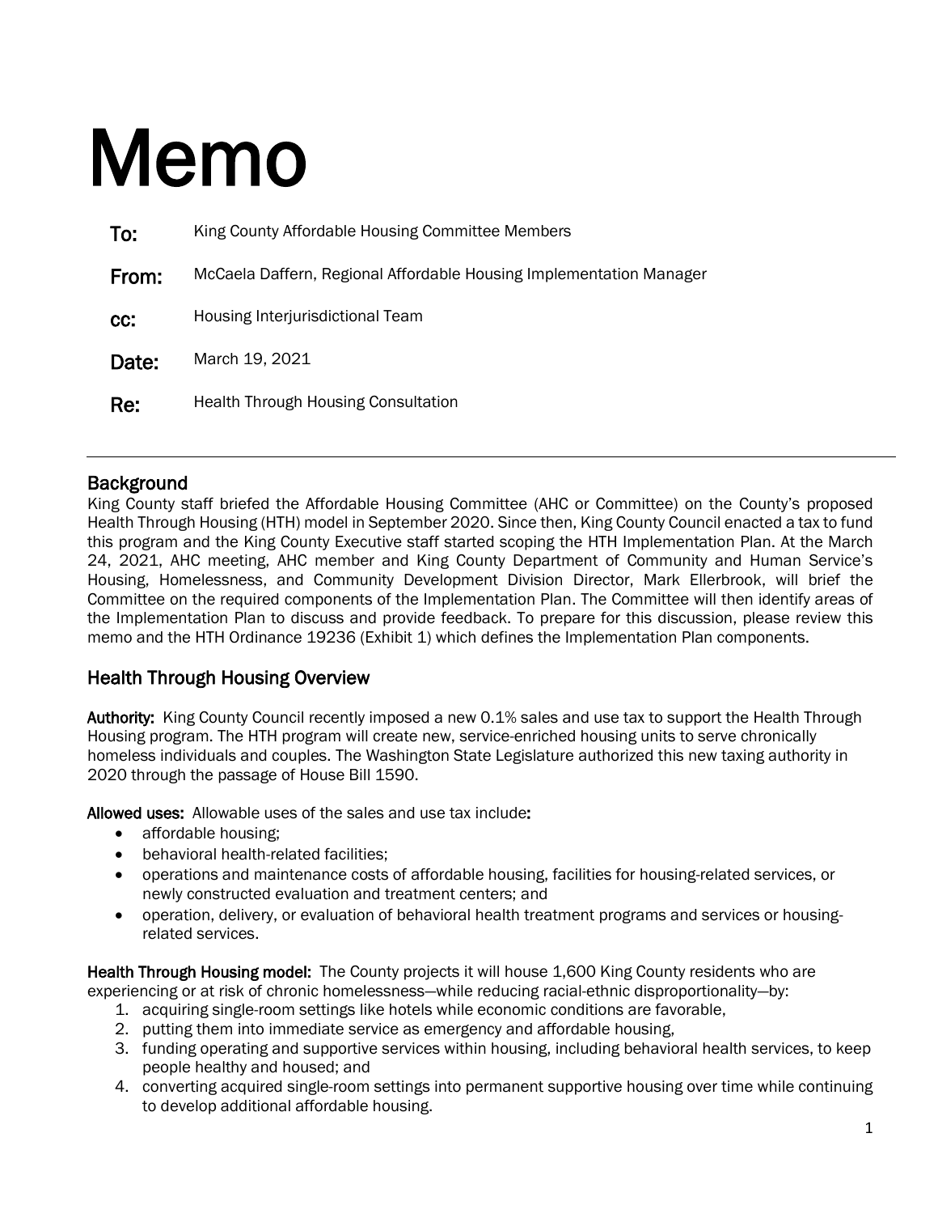# Memo

**To:** King County Affordable Housing Committee Members

**From:** McCaela Daffern, Regional Affordable Housing Implementation Manager

**cc:** Housing Interjurisdictional Team

**Date:** March 19, 2021

**Re:** Health Through Housing Consultation

---

## Background

King County staff briefed the Affordable Housing Committee (AHC or Committee) on the County's proposed Health Through Housing (HTH) model in September 2020. Since then, King County Council enacted a tax to fund this program and the King County Executive staff started scoping the HTH Implementation Plan. At the March 24, 2021, AHC meeting, AHC member and King County Department of Community and Human Service's Housing, Homelessness, and Community Development Division Director, Mark Ellerbrook, will brief the Committee on the required components of the Implementation Plan. The Committee will then identify areas of the Implementation Plan to discuss and provide feedback. To prepare for this discussion, please review this memo and the HTH Ordinance 19236 (Exhibit 1) which defines the Implementation Plan components.

## Health Through Housing Overview

**Authority:** King County Council recently imposed a new 0.1% sales and use tax to support the Health Through Housing program. The HTH program will create new, service-enriched housing units to serve chronically homeless individuals and couples. The Washington State Legislature authorized this new taxing authority in 2020 through the passage of House Bill 1590.

**Allowed uses:** Allowable uses of the sales and use tax include**:**

- affordable housing;
- behavioral health-related facilities;
- operations and maintenance costs of affordable housing, facilities for housing-related services, or newly constructed evaluation and treatment centers; and
- operation, delivery, or evaluation of behavioral health treatment programs and services or housing-related services.

**Health Through Housing model:** The County projects it will house 1,600 King County residents who are experiencing or at risk of chronic homelessness—while reducing racial-ethnic disproportionality—by:

1. acquiring single-room settings like hotels while economic conditions are favorable,
2. putting them into immediate service as emergency and affordable housing,
3. funding operating and supportive services within housing, including behavioral health services, to keep people healthy and housed; and
4. converting acquired single-room settings into permanent supportive housing over time while continuing to develop additional affordable housing.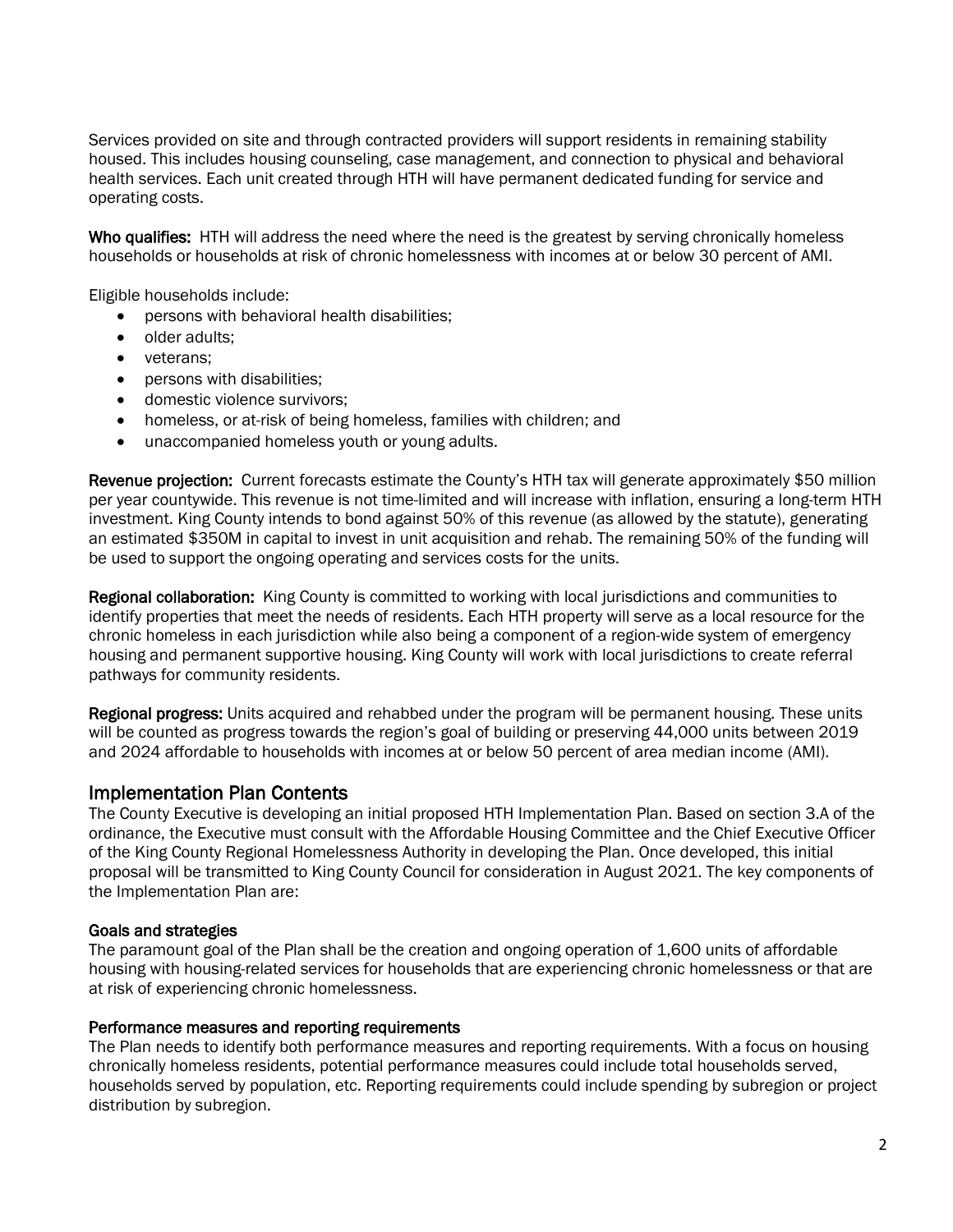Services provided on site and through contracted providers will support residents in remaining stability housed. This includes housing counseling, case management, and connection to physical and behavioral health services. Each unit created through HTH will have permanent dedicated funding for service and operating costs.

**Who qualifies:** HTH will address the need where the need is the greatest by serving chronically homeless households or households at risk of chronic homelessness with incomes at or below 30 percent of AMI.

Eligible households include:

- persons with behavioral health disabilities;
- older adults;
- veterans;
- persons with disabilities;
- domestic violence survivors;
- homeless, or at-risk of being homeless, families with children; and
- unaccompanied homeless youth or young adults.

**Revenue projection:** Current forecasts estimate the County's HTH tax will generate approximately $50 million per year countywide. This revenue is not time-limited and will increase with inflation, ensuring a long-term HTH investment. King County intends to bond against 50% of this revenue (as allowed by the statute), generating an estimated $350M in capital to invest in unit acquisition and rehab. The remaining 50% of the funding will be used to support the ongoing operating and services costs for the units.

**Regional collaboration:** King County is committed to working with local jurisdictions and communities to identify properties that meet the needs of residents. Each HTH property will serve as a local resource for the chronic homeless in each jurisdiction while also being a component of a region-wide system of emergency housing and permanent supportive housing. King County will work with local jurisdictions to create referral pathways for community residents.

**Regional progress:** Units acquired and rehabbed under the program will be permanent housing. These units will be counted as progress towards the region's goal of building or preserving 44,000 units between 2019 and 2024 affordable to households with incomes at or below 50 percent of area median income (AMI).

## Implementation Plan Contents

The County Executive is developing an initial proposed HTH Implementation Plan. Based on section 3.A of the ordinance, the Executive must consult with the Affordable Housing Committee and the Chief Executive Officer of the King County Regional Homelessness Authority in developing the Plan. Once developed, this initial proposal will be transmitted to King County Council for consideration in August 2021. The key components of the Implementation Plan are:

### Goals and strategies

The paramount goal of the Plan shall be the creation and ongoing operation of 1,600 units of affordable housing with housing-related services for households that are experiencing chronic homelessness or that are at risk of experiencing chronic homelessness.

### Performance measures and reporting requirements

The Plan needs to identify both performance measures and reporting requirements. With a focus on housing chronically homeless residents, potential performance measures could include total households served, households served by population, etc. Reporting requirements could include spending by subregion or project distribution by subregion.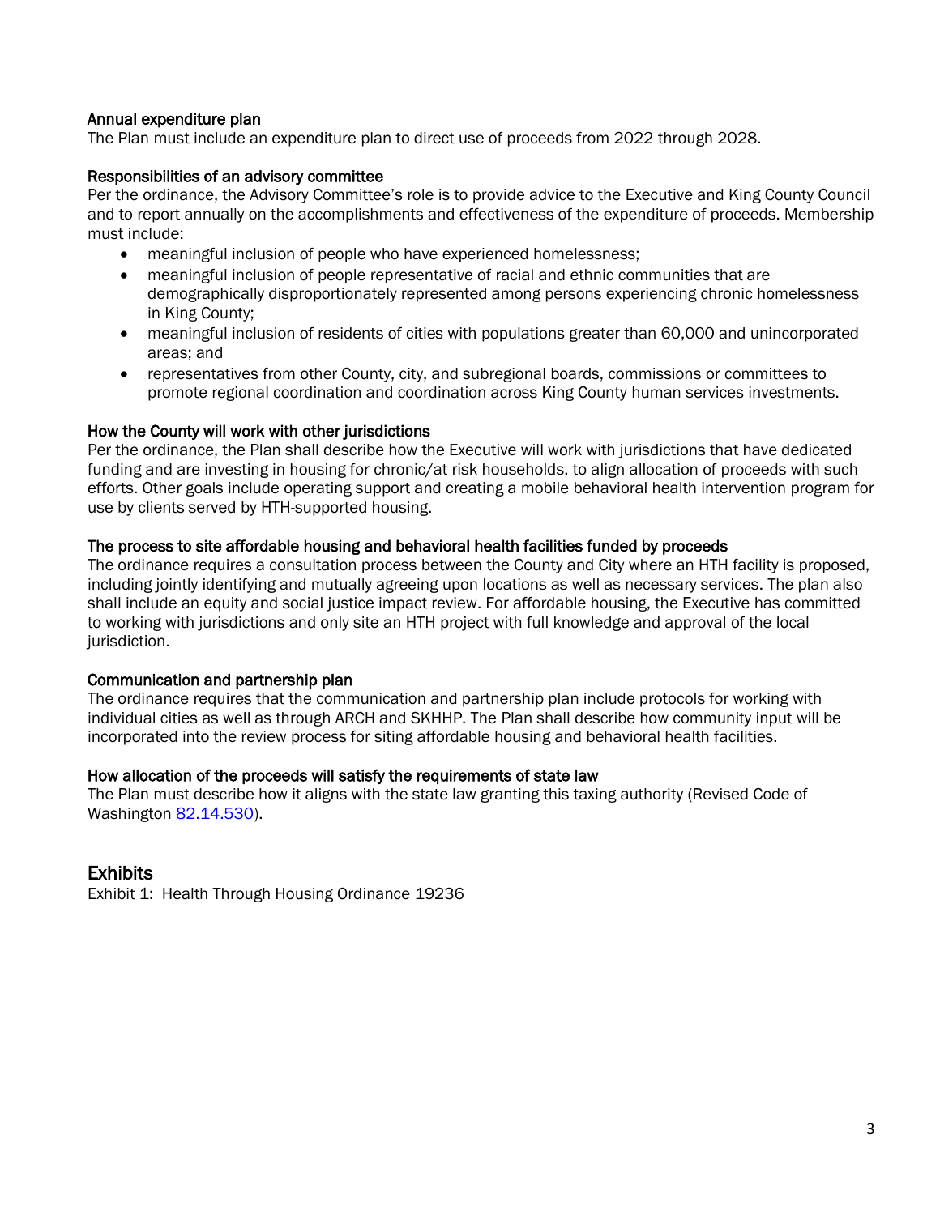### Annual expenditure plan

The Plan must include an expenditure plan to direct use of proceeds from 2022 through 2028.

### Responsibilities of an advisory committee

Per the ordinance, the Advisory Committee's role is to provide advice to the Executive and King County Council and to report annually on the accomplishments and effectiveness of the expenditure of proceeds. Membership must include:

- meaningful inclusion of people who have experienced homelessness;
- meaningful inclusion of people representative of racial and ethnic communities that are demographically disproportionately represented among persons experiencing chronic homelessness in King County;
- meaningful inclusion of residents of cities with populations greater than 60,000 and unincorporated areas; and
- representatives from other County, city, and subregional boards, commissions or committees to promote regional coordination and coordination across King County human services investments.

### How the County will work with other jurisdictions

Per the ordinance, the Plan shall describe how the Executive will work with jurisdictions that have dedicated funding and are investing in housing for chronic/at risk households, to align allocation of proceeds with such efforts. Other goals include operating support and creating a mobile behavioral health intervention program for use by clients served by HTH-supported housing.

### The process to site affordable housing and behavioral health facilities funded by proceeds

The ordinance requires a consultation process between the County and City where an HTH facility is proposed, including jointly identifying and mutually agreeing upon locations as well as necessary services. The plan also shall include an equity and social justice impact review. For affordable housing, the Executive has committed to working with jurisdictions and only site an HTH project with full knowledge and approval of the local jurisdiction.

### Communication and partnership plan

The ordinance requires that the communication and partnership plan include protocols for working with individual cities as well as through ARCH and SKHHP. The Plan shall describe how community input will be incorporated into the review process for siting affordable housing and behavioral health facilities.

### How allocation of the proceeds will satisfy the requirements of state law

The Plan must describe how it aligns with the state law granting this taxing authority (Revised Code of Washington 82.14.530).

## Exhibits

Exhibit 1: Health Through Housing Ordinance 19236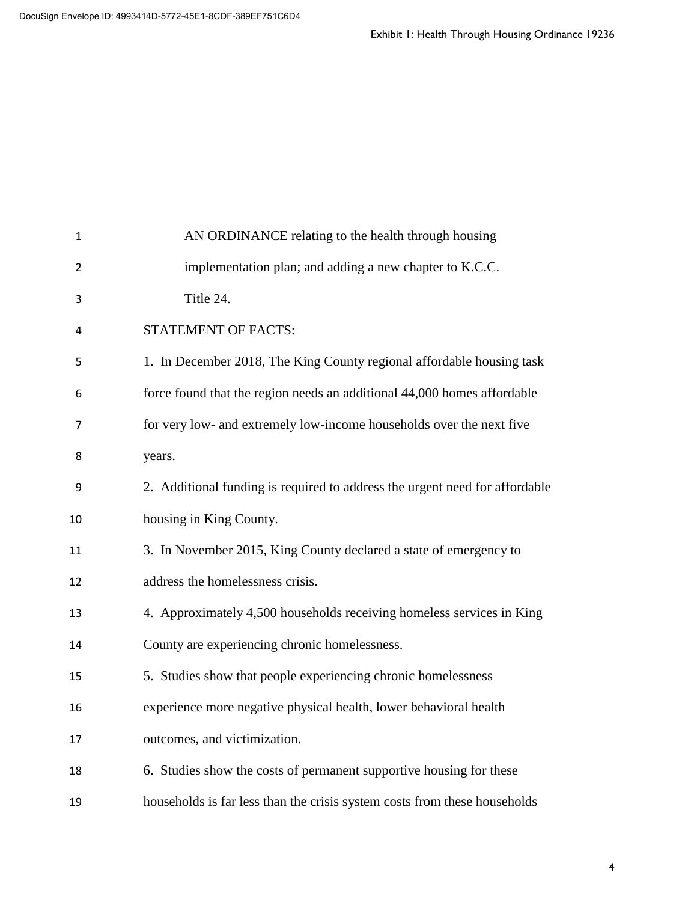AN ORDINANCE relating to the health through housing implementation plan; and adding a new chapter to K.C.C. Title 24.

STATEMENT OF FACTS:

1. In December 2018, The King County regional affordable housing task force found that the region needs an additional 44,000 homes affordable for very low- and extremely low-income households over the next five years.

2. Additional funding is required to address the urgent need for affordable housing in King County.

3. In November 2015, King County declared a state of emergency to address the homelessness crisis.

4. Approximately 4,500 households receiving homeless services in King County are experiencing chronic homelessness.

5. Studies show that people experiencing chronic homelessness experience more negative physical health, lower behavioral health outcomes, and victimization.

6. Studies show the costs of permanent supportive housing for these households is far less than the crisis system costs from these households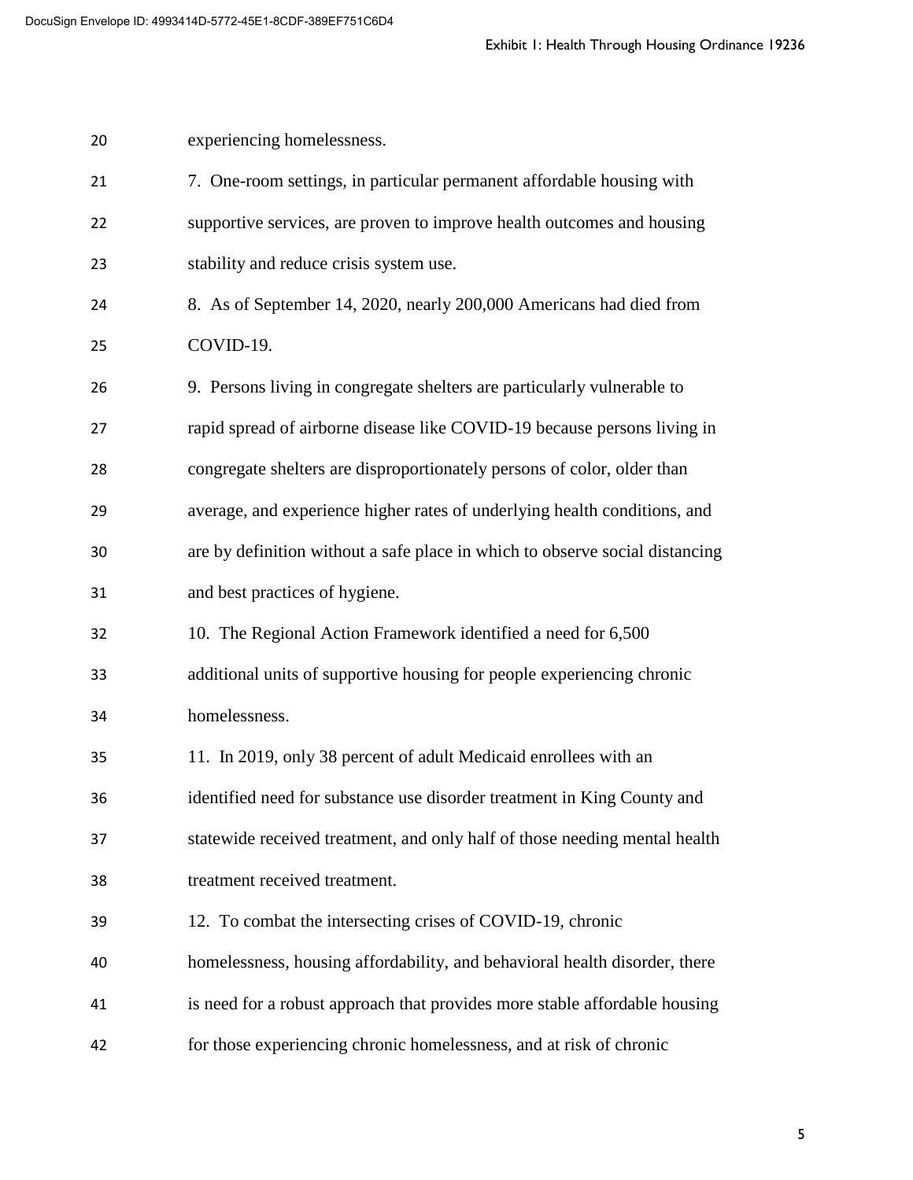experiencing homelessness.

7. One-room settings, in particular permanent affordable housing with supportive services, are proven to improve health outcomes and housing stability and reduce crisis system use.

8. As of September 14, 2020, nearly 200,000 Americans had died from COVID-19.

9. Persons living in congregate shelters are particularly vulnerable to rapid spread of airborne disease like COVID-19 because persons living in congregate shelters are disproportionately persons of color, older than average, and experience higher rates of underlying health conditions, and are by definition without a safe place in which to observe social distancing and best practices of hygiene.

10. The Regional Action Framework identified a need for 6,500 additional units of supportive housing for people experiencing chronic homelessness.

11. In 2019, only 38 percent of adult Medicaid enrollees with an identified need for substance use disorder treatment in King County and statewide received treatment, and only half of those needing mental health treatment received treatment.

12. To combat the intersecting crises of COVID-19, chronic homelessness, housing affordability, and behavioral health disorder, there is need for a robust approach that provides more stable affordable housing for those experiencing chronic homelessness, and at risk of chronic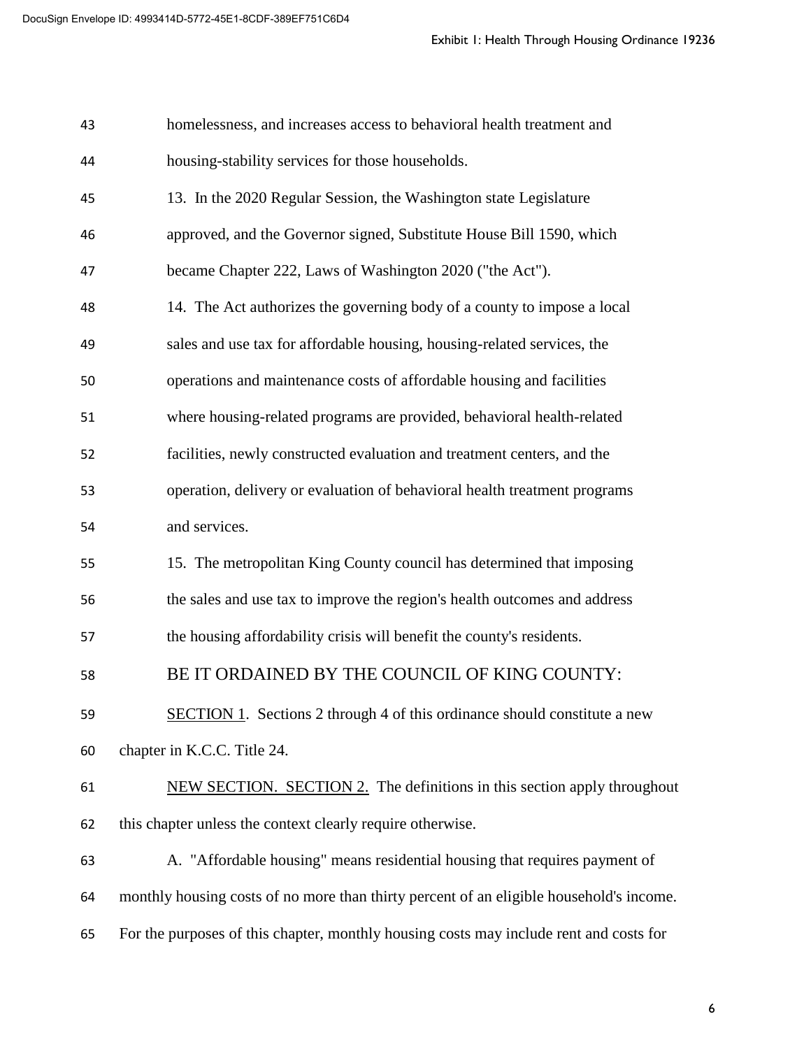homelessness, and increases access to behavioral health treatment and housing-stability services for those households.

13. In the 2020 Regular Session, the Washington state Legislature approved, and the Governor signed, Substitute House Bill 1590, which became Chapter 222, Laws of Washington 2020 ("the Act").

14. The Act authorizes the governing body of a county to impose a local sales and use tax for affordable housing, housing-related services, the operations and maintenance costs of affordable housing and facilities where housing-related programs are provided, behavioral health-related facilities, newly constructed evaluation and treatment centers, and the operation, delivery or evaluation of behavioral health treatment programs and services.

15. The metropolitan King County council has determined that imposing the sales and use tax to improve the region's health outcomes and address the housing affordability crisis will benefit the county's residents.

BE IT ORDAINED BY THE COUNCIL OF KING COUNTY:

SECTION 1. Sections 2 through 4 of this ordinance should constitute a new chapter in K.C.C. Title 24.

NEW SECTION. SECTION 2. The definitions in this section apply throughout this chapter unless the context clearly require otherwise.

A. "Affordable housing" means residential housing that requires payment of monthly housing costs of no more than thirty percent of an eligible household's income. For the purposes of this chapter, monthly housing costs may include rent and costs for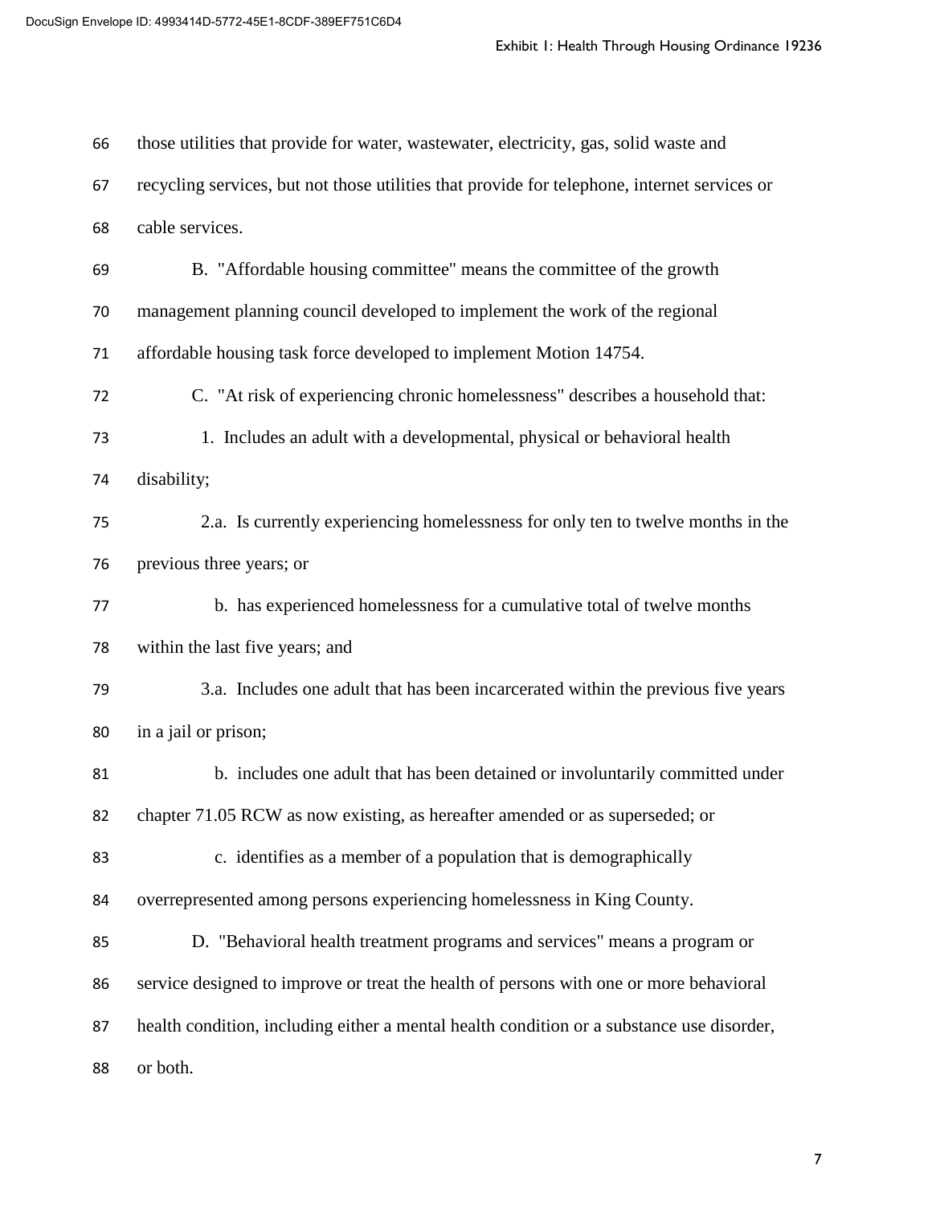those utilities that provide for water, wastewater, electricity, gas, solid waste and recycling services, but not those utilities that provide for telephone, internet services or cable services.

B. "Affordable housing committee" means the committee of the growth management planning council developed to implement the work of the regional affordable housing task force developed to implement Motion 14754.

C. "At risk of experiencing chronic homelessness" describes a household that:

1. Includes an adult with a developmental, physical or behavioral health disability;

2.a. Is currently experiencing homelessness for only ten to twelve months in the previous three years; or

b. has experienced homelessness for a cumulative total of twelve months within the last five years; and

3.a. Includes one adult that has been incarcerated within the previous five years in a jail or prison;

b. includes one adult that has been detained or involuntarily committed under chapter 71.05 RCW as now existing, as hereafter amended or as superseded; or

c. identifies as a member of a population that is demographically overrepresented among persons experiencing homelessness in King County.

D. "Behavioral health treatment programs and services" means a program or service designed to improve or treat the health of persons with one or more behavioral health condition, including either a mental health condition or a substance use disorder, or both.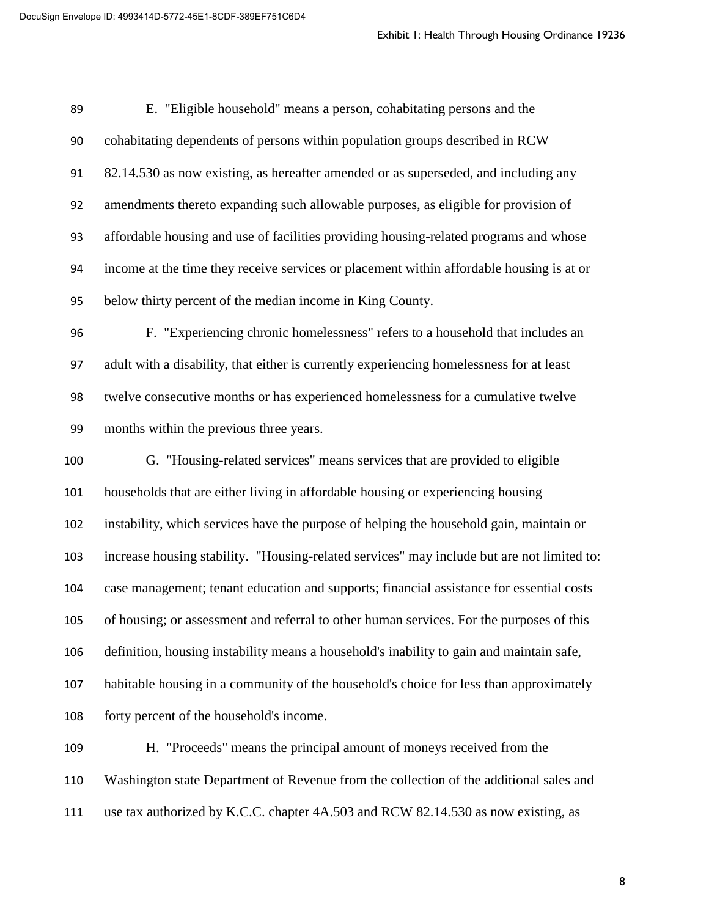E. "Eligible household" means a person, cohabitating persons and the cohabitating dependents of persons within population groups described in RCW 82.14.530 as now existing, as hereafter amended or as superseded, and including any amendments thereto expanding such allowable purposes, as eligible for provision of affordable housing and use of facilities providing housing-related programs and whose income at the time they receive services or placement within affordable housing is at or below thirty percent of the median income in King County.

F. "Experiencing chronic homelessness" refers to a household that includes an adult with a disability, that either is currently experiencing homelessness for at least twelve consecutive months or has experienced homelessness for a cumulative twelve months within the previous three years.

G. "Housing-related services" means services that are provided to eligible households that are either living in affordable housing or experiencing housing instability, which services have the purpose of helping the household gain, maintain or increase housing stability. "Housing-related services" may include but are not limited to: case management; tenant education and supports; financial assistance for essential costs of housing; or assessment and referral to other human services. For the purposes of this definition, housing instability means a household's inability to gain and maintain safe, habitable housing in a community of the household's choice for less than approximately forty percent of the household's income.

H. "Proceeds" means the principal amount of moneys received from the Washington state Department of Revenue from the collection of the additional sales and use tax authorized by K.C.C. chapter 4A.503 and RCW 82.14.530 as now existing, as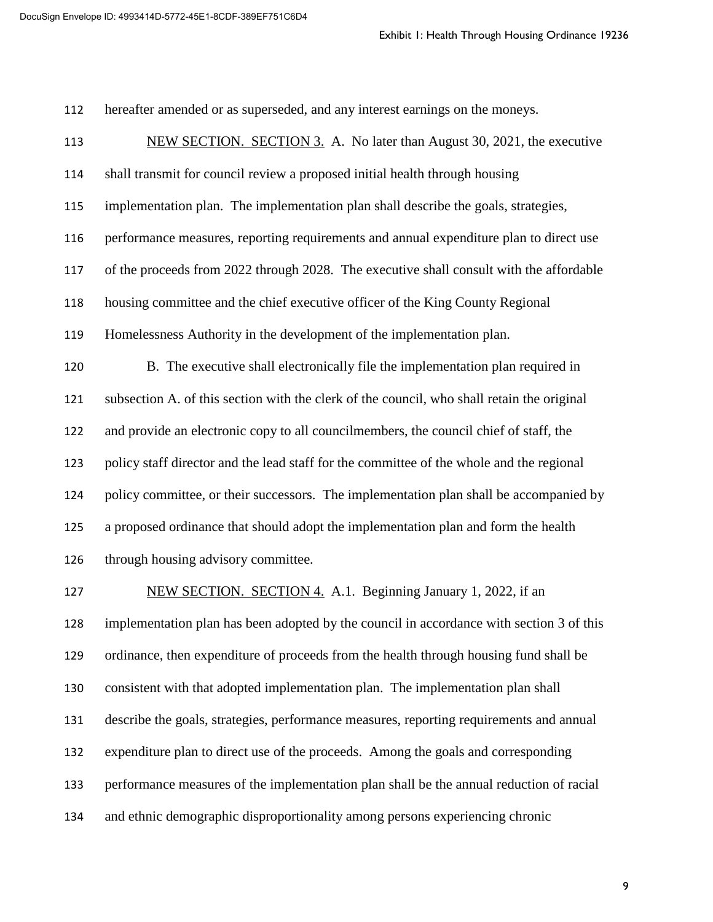hereafter amended or as superseded, and any interest earnings on the moneys.

NEW SECTION. SECTION 3. A. No later than August 30, 2021, the executive shall transmit for council review a proposed initial health through housing implementation plan. The implementation plan shall describe the goals, strategies, performance measures, reporting requirements and annual expenditure plan to direct use of the proceeds from 2022 through 2028. The executive shall consult with the affordable housing committee and the chief executive officer of the King County Regional Homelessness Authority in the development of the implementation plan.

B. The executive shall electronically file the implementation plan required in subsection A. of this section with the clerk of the council, who shall retain the original and provide an electronic copy to all councilmembers, the council chief of staff, the policy staff director and the lead staff for the committee of the whole and the regional policy committee, or their successors. The implementation plan shall be accompanied by a proposed ordinance that should adopt the implementation plan and form the health through housing advisory committee.

NEW SECTION. SECTION 4. A.1. Beginning January 1, 2022, if an implementation plan has been adopted by the council in accordance with section 3 of this ordinance, then expenditure of proceeds from the health through housing fund shall be consistent with that adopted implementation plan. The implementation plan shall describe the goals, strategies, performance measures, reporting requirements and annual expenditure plan to direct use of the proceeds. Among the goals and corresponding performance measures of the implementation plan shall be the annual reduction of racial and ethnic demographic disproportionality among persons experiencing chronic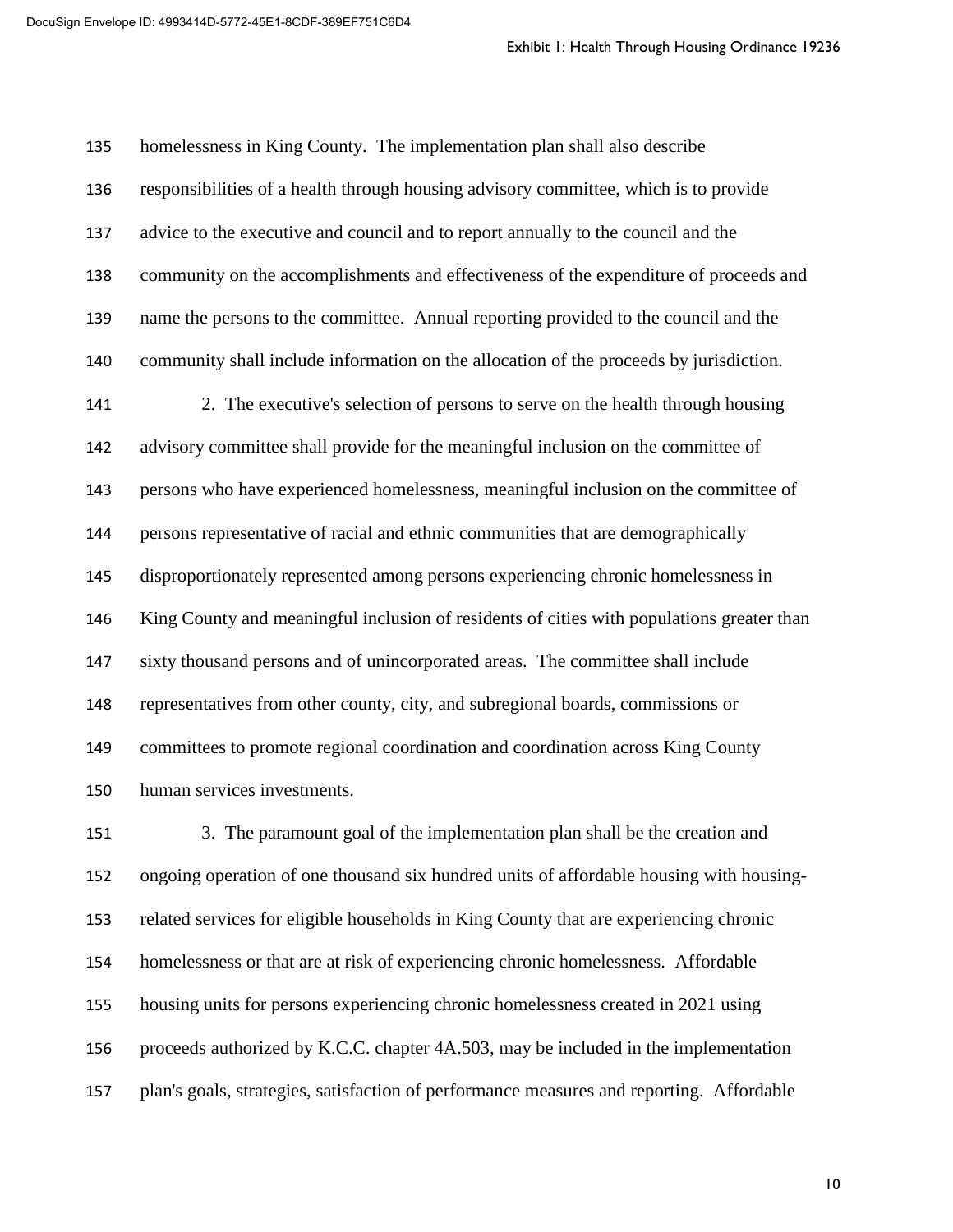homelessness in King County. The implementation plan shall also describe responsibilities of a health through housing advisory committee, which is to provide advice to the executive and council and to report annually to the council and the community on the accomplishments and effectiveness of the expenditure of proceeds and name the persons to the committee. Annual reporting provided to the council and the community shall include information on the allocation of the proceeds by jurisdiction.

2. The executive's selection of persons to serve on the health through housing advisory committee shall provide for the meaningful inclusion on the committee of persons who have experienced homelessness, meaningful inclusion on the committee of persons representative of racial and ethnic communities that are demographically disproportionately represented among persons experiencing chronic homelessness in King County and meaningful inclusion of residents of cities with populations greater than sixty thousand persons and of unincorporated areas. The committee shall include representatives from other county, city, and subregional boards, commissions or committees to promote regional coordination and coordination across King County human services investments.

3. The paramount goal of the implementation plan shall be the creation and ongoing operation of one thousand six hundred units of affordable housing with housing-related services for eligible households in King County that are experiencing chronic homelessness or that are at risk of experiencing chronic homelessness. Affordable housing units for persons experiencing chronic homelessness created in 2021 using proceeds authorized by K.C.C. chapter 4A.503, may be included in the implementation plan's goals, strategies, satisfaction of performance measures and reporting. Affordable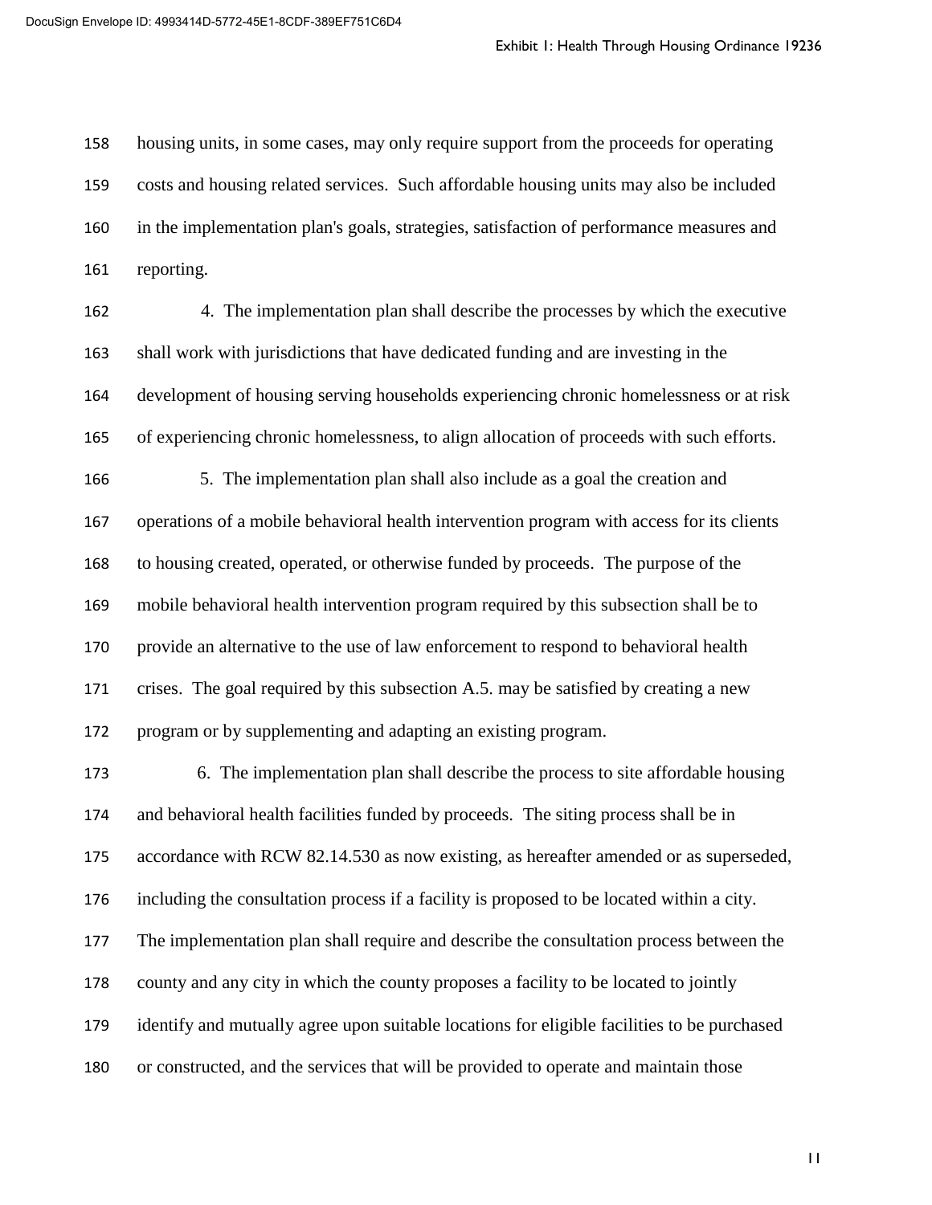housing units, in some cases, may only require support from the proceeds for operating costs and housing related services. Such affordable housing units may also be included in the implementation plan's goals, strategies, satisfaction of performance measures and reporting.

4. The implementation plan shall describe the processes by which the executive shall work with jurisdictions that have dedicated funding and are investing in the development of housing serving households experiencing chronic homelessness or at risk of experiencing chronic homelessness, to align allocation of proceeds with such efforts.

5. The implementation plan shall also include as a goal the creation and operations of a mobile behavioral health intervention program with access for its clients to housing created, operated, or otherwise funded by proceeds. The purpose of the mobile behavioral health intervention program required by this subsection shall be to provide an alternative to the use of law enforcement to respond to behavioral health crises. The goal required by this subsection A.5. may be satisfied by creating a new program or by supplementing and adapting an existing program.

6. The implementation plan shall describe the process to site affordable housing and behavioral health facilities funded by proceeds. The siting process shall be in accordance with RCW 82.14.530 as now existing, as hereafter amended or as superseded, including the consultation process if a facility is proposed to be located within a city. The implementation plan shall require and describe the consultation process between the county and any city in which the county proposes a facility to be located to jointly identify and mutually agree upon suitable locations for eligible facilities to be purchased or constructed, and the services that will be provided to operate and maintain those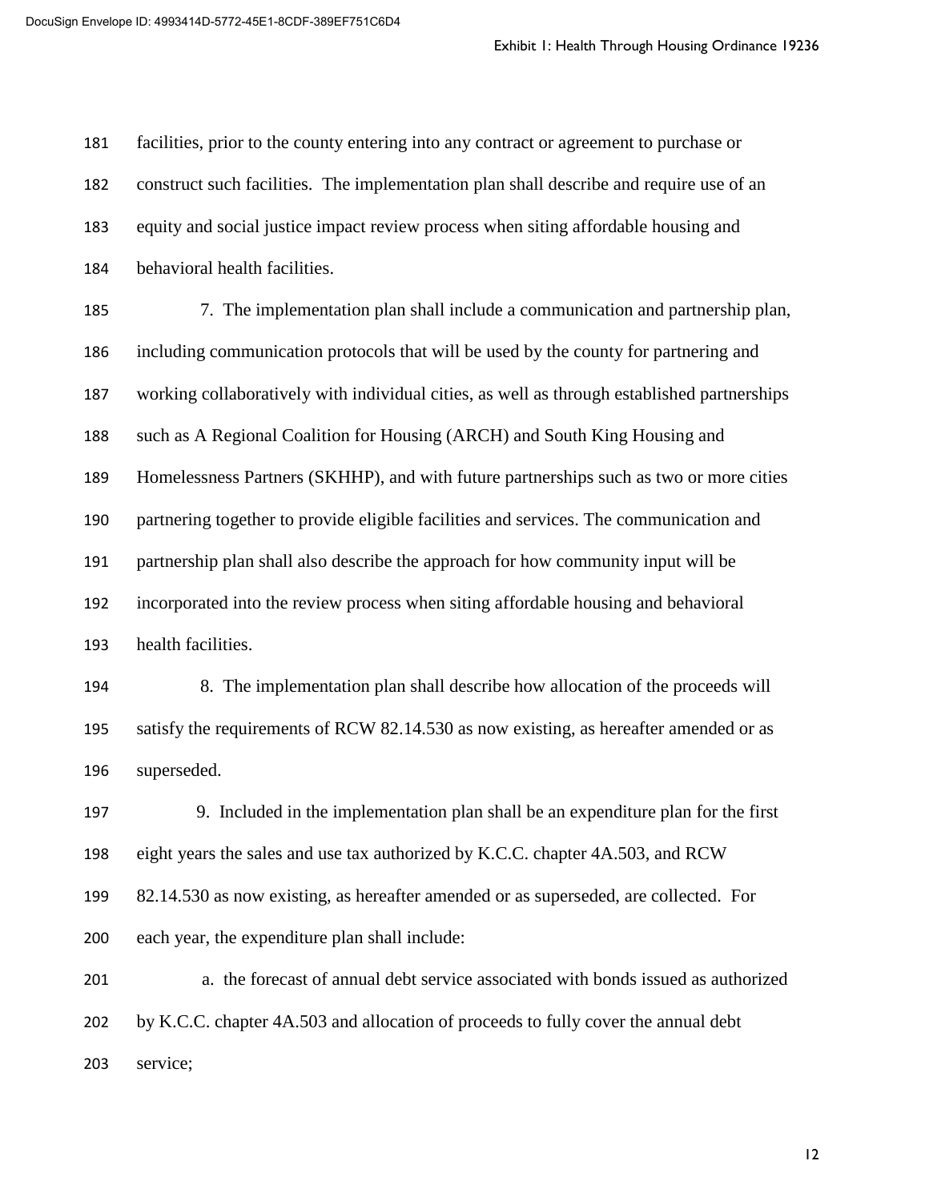facilities, prior to the county entering into any contract or agreement to purchase or construct such facilities. The implementation plan shall describe and require use of an equity and social justice impact review process when siting affordable housing and behavioral health facilities.

7. The implementation plan shall include a communication and partnership plan, including communication protocols that will be used by the county for partnering and working collaboratively with individual cities, as well as through established partnerships such as A Regional Coalition for Housing (ARCH) and South King Housing and Homelessness Partners (SKHHP), and with future partnerships such as two or more cities partnering together to provide eligible facilities and services. The communication and partnership plan shall also describe the approach for how community input will be incorporated into the review process when siting affordable housing and behavioral health facilities.

8. The implementation plan shall describe how allocation of the proceeds will satisfy the requirements of RCW 82.14.530 as now existing, as hereafter amended or as superseded.

9. Included in the implementation plan shall be an expenditure plan for the first eight years the sales and use tax authorized by K.C.C. chapter 4A.503, and RCW 82.14.530 as now existing, as hereafter amended or as superseded, are collected. For each year, the expenditure plan shall include:

a. the forecast of annual debt service associated with bonds issued as authorized by K.C.C. chapter 4A.503 and allocation of proceeds to fully cover the annual debt service;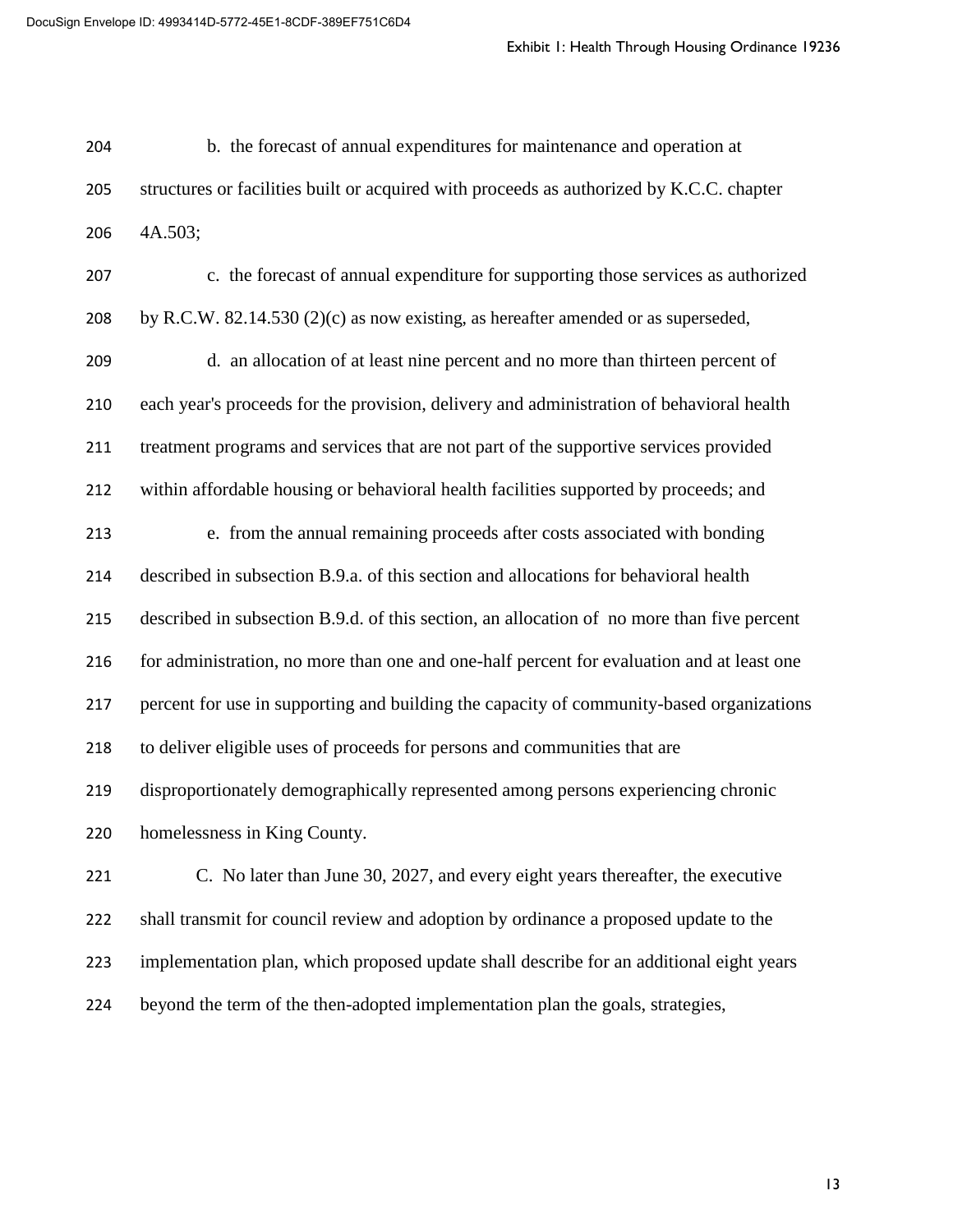b. the forecast of annual expenditures for maintenance and operation at structures or facilities built or acquired with proceeds as authorized by K.C.C. chapter 4A.503;

c. the forecast of annual expenditure for supporting those services as authorized by R.C.W. 82.14.530 (2)(c) as now existing, as hereafter amended or as superseded,

d. an allocation of at least nine percent and no more than thirteen percent of each year's proceeds for the provision, delivery and administration of behavioral health treatment programs and services that are not part of the supportive services provided within affordable housing or behavioral health facilities supported by proceeds; and

e. from the annual remaining proceeds after costs associated with bonding described in subsection B.9.a. of this section and allocations for behavioral health described in subsection B.9.d. of this section, an allocation of no more than five percent for administration, no more than one and one-half percent for evaluation and at least one percent for use in supporting and building the capacity of community-based organizations to deliver eligible uses of proceeds for persons and communities that are disproportionately demographically represented among persons experiencing chronic homelessness in King County.

C. No later than June 30, 2027, and every eight years thereafter, the executive shall transmit for council review and adoption by ordinance a proposed update to the implementation plan, which proposed update shall describe for an additional eight years beyond the term of the then-adopted implementation plan the goals, strategies,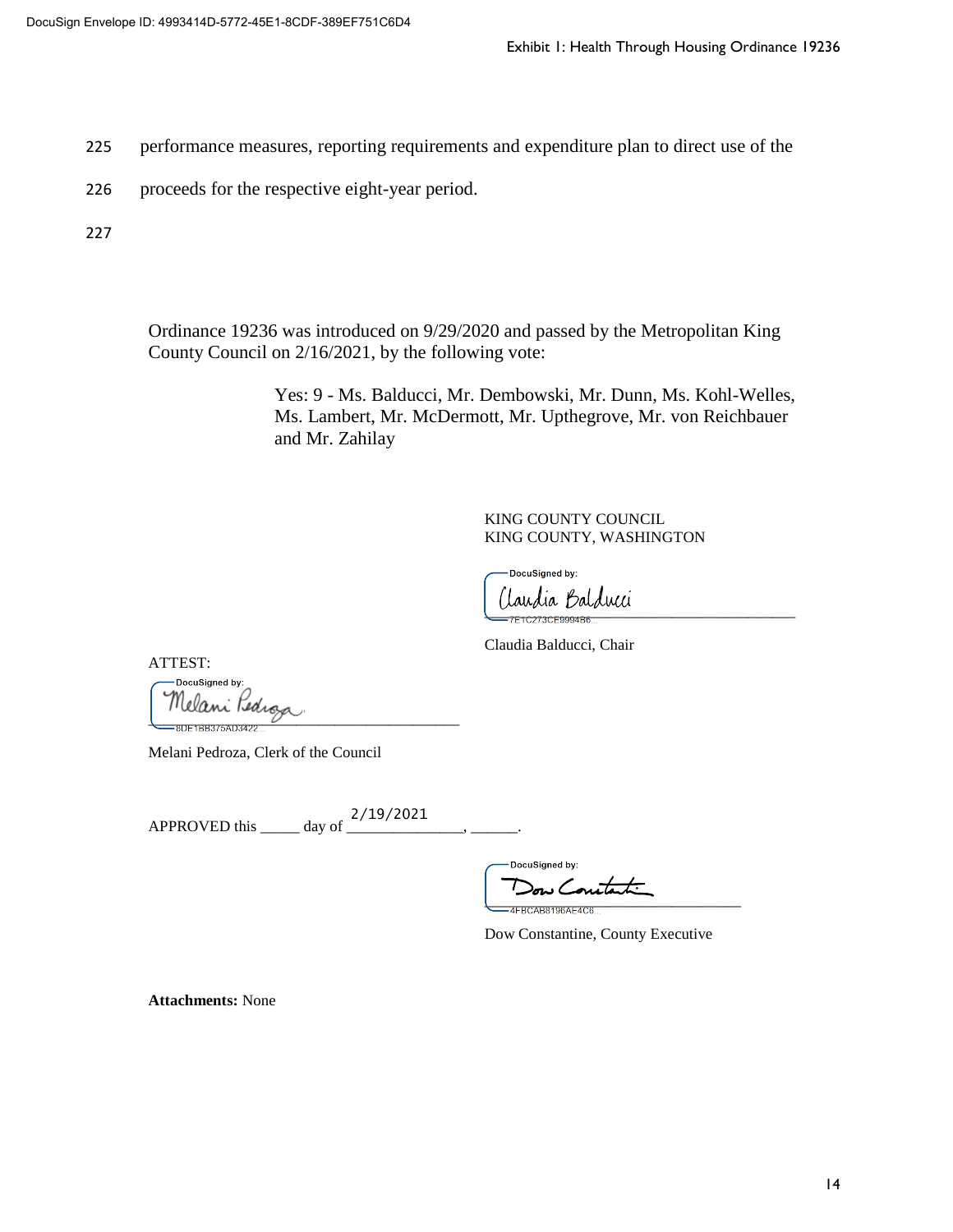225 performance measures, reporting requirements and expenditure plan to direct use of the

226 proceeds for the respective eight-year period.

227

Ordinance 19236 was introduced on 9/29/2020 and passed by the Metropolitan King County Council on 2/16/2021, by the following vote:

Yes: 9 - Ms. Balducci, Mr. Dembowski, Mr. Dunn, Ms. Kohl-Welles, Ms. Lambert, Mr. McDermott, Mr. Upthegrove, Mr. von Reichbauer and Mr. Zahilay

KING COUNTY COUNCIL
KING COUNTY, WASHINGTON

DocuSigned by:
Claudia Balducci
7E1C273CE9994B6...

Claudia Balducci, Chair

ATTEST:

DocuSigned by:
Melani Pedroza
8DE1BB375AD3422...

Melani Pedroza, Clerk of the Council

APPROVED this _____ day of 2/19/2021, ______.

DocuSigned by:
Dow Constantine
4FBCAB8196AE4C6...

Dow Constantine, County Executive

**Attachments:** None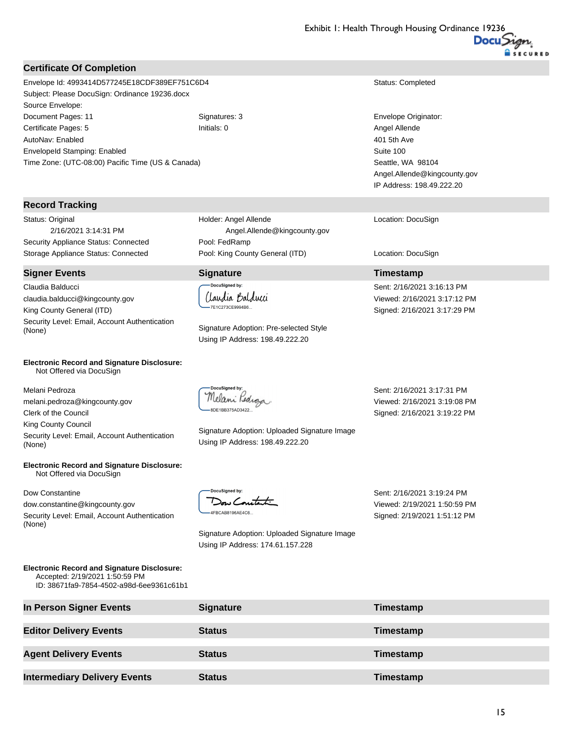Exhibit 1: Health Through Housing Ordinance 19236

## Certificate Of Completion

Envelope Id: 4993414D577245E18CDF389EF751C6D4
Subject: Please DocuSign: Ordinance 19236.docx
Source Envelope:
Document Pages: 11
Certificate Pages: 5
AutoNav: Enabled
EnvelopeId Stamping: Enabled
Time Zone: (UTC-08:00) Pacific Time (US & Canada)

Signatures: 3
Initials: 0

Status: Completed

Envelope Originator:
Angel Allende
401 5th Ave
Suite 100
Seattle, WA 98104
Angel.Allende@kingcounty.gov
IP Address: 198.49.222.20

## Record Tracking

| | | |
|---|---|---|
| Status: Original<br>2/16/2021 3:14:31 PM | Holder: Angel Allende<br>Angel.Allende@kingcounty.gov | Location: DocuSign |
| Security Appliance Status: Connected | Pool: FedRamp | |
| Storage Appliance Status: Connected | Pool: King County General (ITD) | Location: DocuSign |

## Signer Events

| Signer Events | Signature | Timestamp |
|---|---|---|
| Claudia Balducci<br>claudia.balducci@kingcounty.gov<br>King County General (ITD)<br>Security Level: Email, Account Authentication (None)<br><br>**Electronic Record and Signature Disclosure:**<br>Not Offered via DocuSign | DocuSigned by:<br>Claudia Balducci<br>7E1C273CE9994B6...<br><br>Signature Adoption: Pre-selected Style<br>Using IP Address: 198.49.222.20 | Sent: 2/16/2021 3:16:13 PM<br>Viewed: 2/16/2021 3:17:12 PM<br>Signed: 2/16/2021 3:17:29 PM |
| Melani Pedroza<br>melani.pedroza@kingcounty.gov<br>Clerk of the Council<br>King County Council<br>Security Level: Email, Account Authentication (None)<br><br>**Electronic Record and Signature Disclosure:**<br>Not Offered via DocuSign | DocuSigned by:<br>Melani Pedroza<br>8DE1BB375AD3422...<br><br>Signature Adoption: Uploaded Signature Image<br>Using IP Address: 198.49.222.20 | Sent: 2/16/2021 3:17:31 PM<br>Viewed: 2/16/2021 3:19:08 PM<br>Signed: 2/16/2021 3:19:22 PM |
| Dow Constantine<br>dow.constantine@kingcounty.gov<br>Security Level: Email, Account Authentication (None)<br><br>**Electronic Record and Signature Disclosure:**<br>Accepted: 2/19/2021 1:50:59 PM<br>ID: 38671fa9-7854-4502-a98d-6ee9361c61b1 | DocuSigned by:<br>Dow Constantine<br>4FBCAB8196AE4C6...<br><br>Signature Adoption: Uploaded Signature Image<br>Using IP Address: 174.61.157.228 | Sent: 2/16/2021 3:19:24 PM<br>Viewed: 2/19/2021 1:50:59 PM<br>Signed: 2/19/2021 1:51:12 PM |

| In Person Signer Events | Signature | Timestamp |
|---|---|---|

| Editor Delivery Events | Status | Timestamp |
|---|---|---|

| Agent Delivery Events | Status | Timestamp |
|---|---|---|

| Intermediary Delivery Events | Status | Timestamp |
|---|---|---|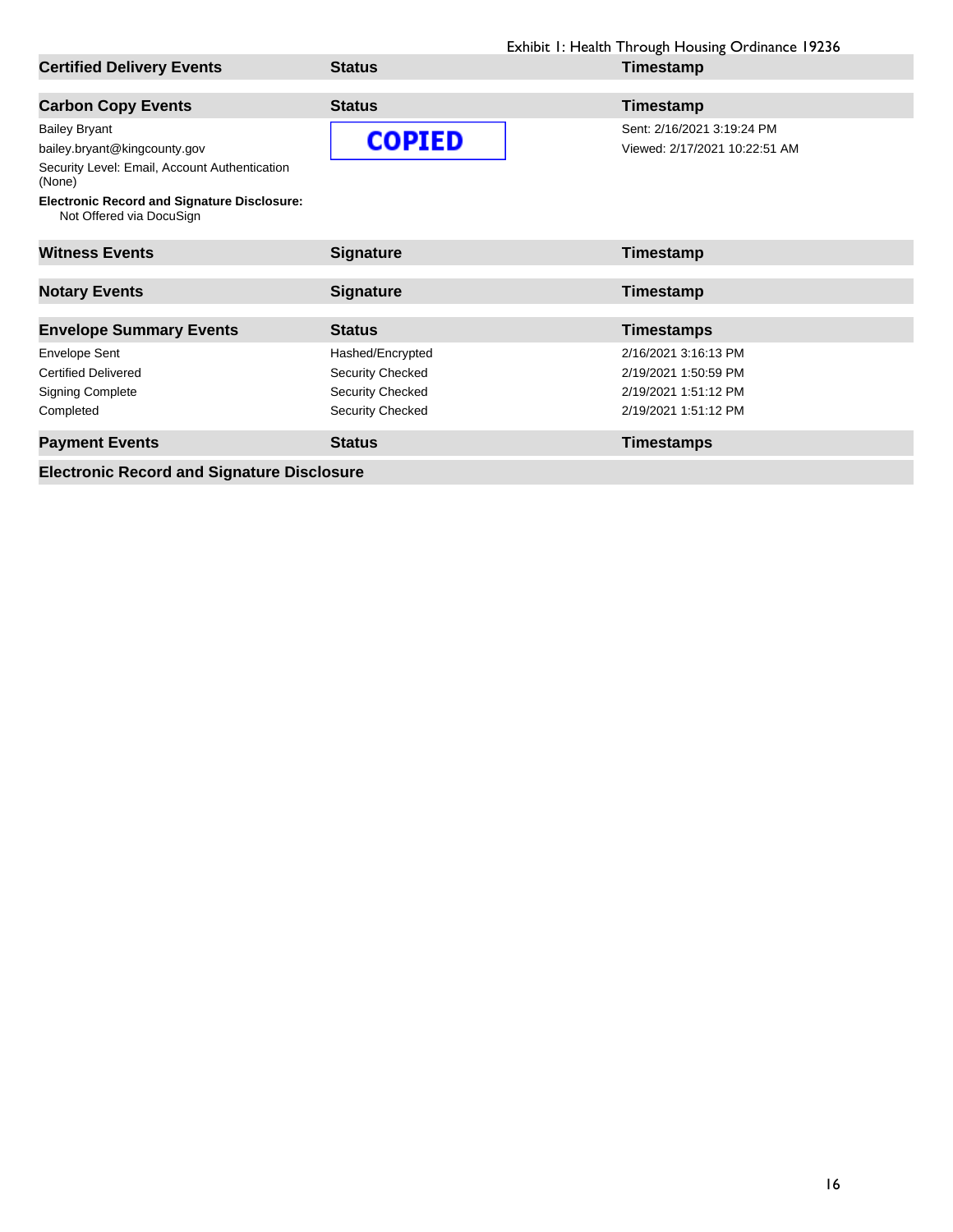| Certified Delivery Events | Status | Timestamp |
| --- | --- | --- |

| Carbon Copy Events | Status | Timestamp |
| --- | --- | --- |
| Bailey Bryant<br>bailey.bryant@kingcounty.gov<br>Security Level: Email, Account Authentication (None)<br>**Electronic Record and Signature Disclosure:**<br>Not Offered via DocuSign | COPIED | Sent: 2/16/2021 3:19:24 PM<br>Viewed: 2/17/2021 10:22:51 AM |

| Witness Events | Signature | Timestamp |
| --- | --- | --- |

| Notary Events | Signature | Timestamp |
| --- | --- | --- |

| Envelope Summary Events | Status | Timestamps |
| --- | --- | --- |
| Envelope Sent | Hashed/Encrypted | 2/16/2021 3:16:13 PM |
| Certified Delivered | Security Checked | 2/19/2021 1:50:59 PM |
| Signing Complete | Security Checked | 2/19/2021 1:51:12 PM |
| Completed | Security Checked | 2/19/2021 1:51:12 PM |

| Payment Events | Status | Timestamps |
| --- | --- | --- |

**Electronic Record and Signature Disclosure**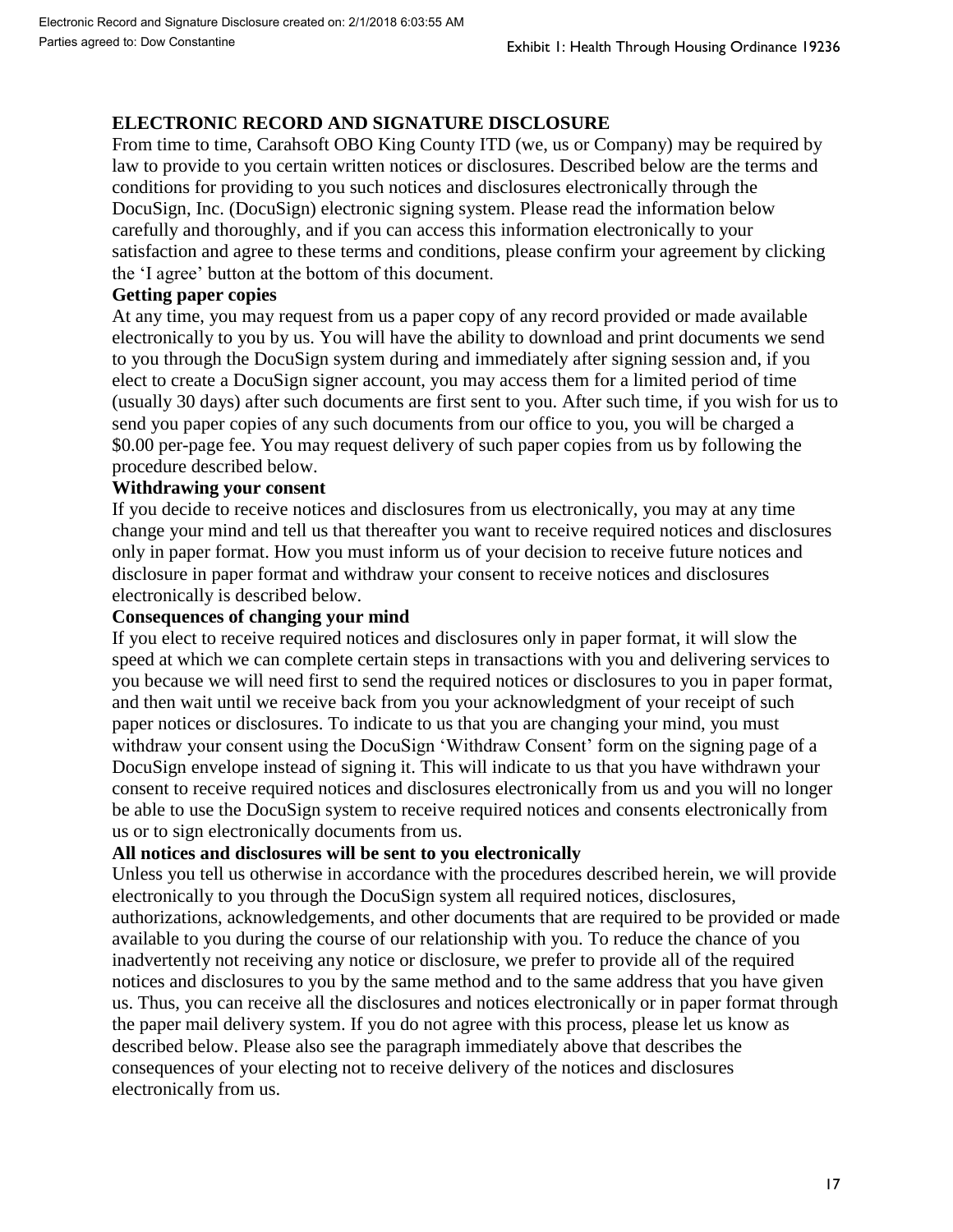## ELECTRONIC RECORD AND SIGNATURE DISCLOSURE

From time to time, Carahsoft OBO King County ITD (we, us or Company) may be required by law to provide to you certain written notices or disclosures. Described below are the terms and conditions for providing to you such notices and disclosures electronically through the DocuSign, Inc. (DocuSign) electronic signing system. Please read the information below carefully and thoroughly, and if you can access this information electronically to your satisfaction and agree to these terms and conditions, please confirm your agreement by clicking the 'I agree' button at the bottom of this document.

**Getting paper copies**

At any time, you may request from us a paper copy of any record provided or made available electronically to you by us. You will have the ability to download and print documents we send to you through the DocuSign system during and immediately after signing session and, if you elect to create a DocuSign signer account, you may access them for a limited period of time (usually 30 days) after such documents are first sent to you. After such time, if you wish for us to send you paper copies of any such documents from our office to you, you will be charged a $0.00 per-page fee. You may request delivery of such paper copies from us by following the procedure described below.

**Withdrawing your consent**

If you decide to receive notices and disclosures from us electronically, you may at any time change your mind and tell us that thereafter you want to receive required notices and disclosures only in paper format. How you must inform us of your decision to receive future notices and disclosure in paper format and withdraw your consent to receive notices and disclosures electronically is described below.

**Consequences of changing your mind**

If you elect to receive required notices and disclosures only in paper format, it will slow the speed at which we can complete certain steps in transactions with you and delivering services to you because we will need first to send the required notices or disclosures to you in paper format, and then wait until we receive back from you your acknowledgment of your receipt of such paper notices or disclosures. To indicate to us that you are changing your mind, you must withdraw your consent using the DocuSign 'Withdraw Consent' form on the signing page of a DocuSign envelope instead of signing it. This will indicate to us that you have withdrawn your consent to receive required notices and disclosures electronically from us and you will no longer be able to use the DocuSign system to receive required notices and consents electronically from us or to sign electronically documents from us.

**All notices and disclosures will be sent to you electronically**

Unless you tell us otherwise in accordance with the procedures described herein, we will provide electronically to you through the DocuSign system all required notices, disclosures, authorizations, acknowledgements, and other documents that are required to be provided or made available to you during the course of our relationship with you. To reduce the chance of you inadvertently not receiving any notice or disclosure, we prefer to provide all of the required notices and disclosures to you by the same method and to the same address that you have given us. Thus, you can receive all the disclosures and notices electronically or in paper format through the paper mail delivery system. If you do not agree with this process, please let us know as described below. Please also see the paragraph immediately above that describes the consequences of your electing not to receive delivery of the notices and disclosures electronically from us.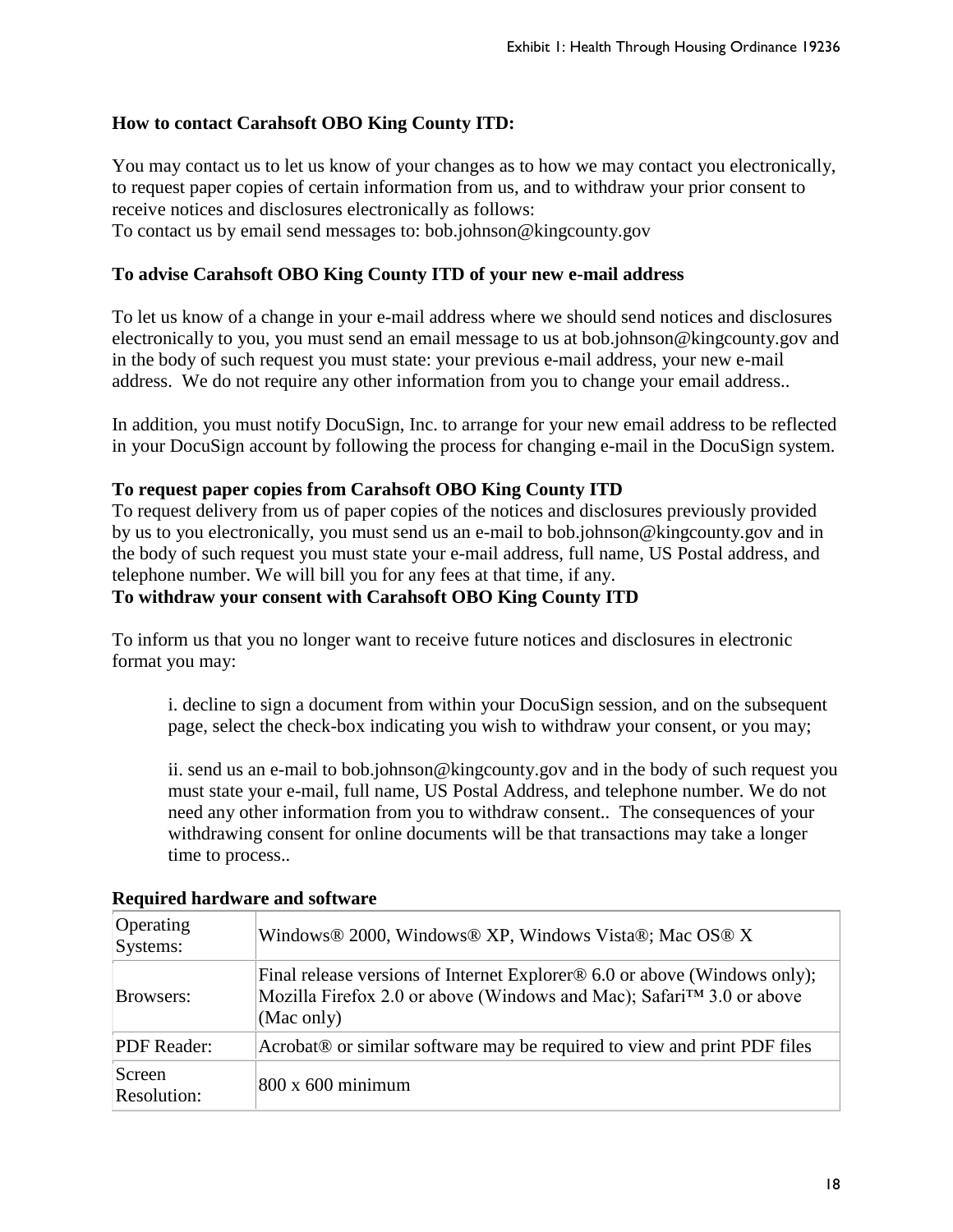**How to contact Carahsoft OBO King County ITD:**

You may contact us to let us know of your changes as to how we may contact you electronically, to request paper copies of certain information from us, and to withdraw your prior consent to receive notices and disclosures electronically as follows:
To contact us by email send messages to: bob.johnson@kingcounty.gov

**To advise Carahsoft OBO King County ITD of your new e-mail address**

To let us know of a change in your e-mail address where we should send notices and disclosures electronically to you, you must send an email message to us at bob.johnson@kingcounty.gov and in the body of such request you must state: your previous e-mail address, your new e-mail address. We do not require any other information from you to change your email address..

In addition, you must notify DocuSign, Inc. to arrange for your new email address to be reflected in your DocuSign account by following the process for changing e-mail in the DocuSign system.

**To request paper copies from Carahsoft OBO King County ITD**

To request delivery from us of paper copies of the notices and disclosures previously provided by us to you electronically, you must send us an e-mail to bob.johnson@kingcounty.gov and in the body of such request you must state your e-mail address, full name, US Postal address, and telephone number. We will bill you for any fees at that time, if any.

**To withdraw your consent with Carahsoft OBO King County ITD**

To inform us that you no longer want to receive future notices and disclosures in electronic format you may:

i. decline to sign a document from within your DocuSign session, and on the subsequent page, select the check-box indicating you wish to withdraw your consent, or you may;

ii. send us an e-mail to bob.johnson@kingcounty.gov and in the body of such request you must state your e-mail, full name, US Postal Address, and telephone number. We do not need any other information from you to withdraw consent.. The consequences of your withdrawing consent for online documents will be that transactions may take a longer time to process..

**Required hardware and software**

| | |
|---|---|
| Operating Systems: | Windows® 2000, Windows® XP, Windows Vista®; Mac OS® X |
| Browsers: | Final release versions of Internet Explorer® 6.0 or above (Windows only); Mozilla Firefox 2.0 or above (Windows and Mac); Safari™ 3.0 or above (Mac only) |
| PDF Reader: | Acrobat® or similar software may be required to view and print PDF files |
| Screen Resolution: | 800 x 600 minimum |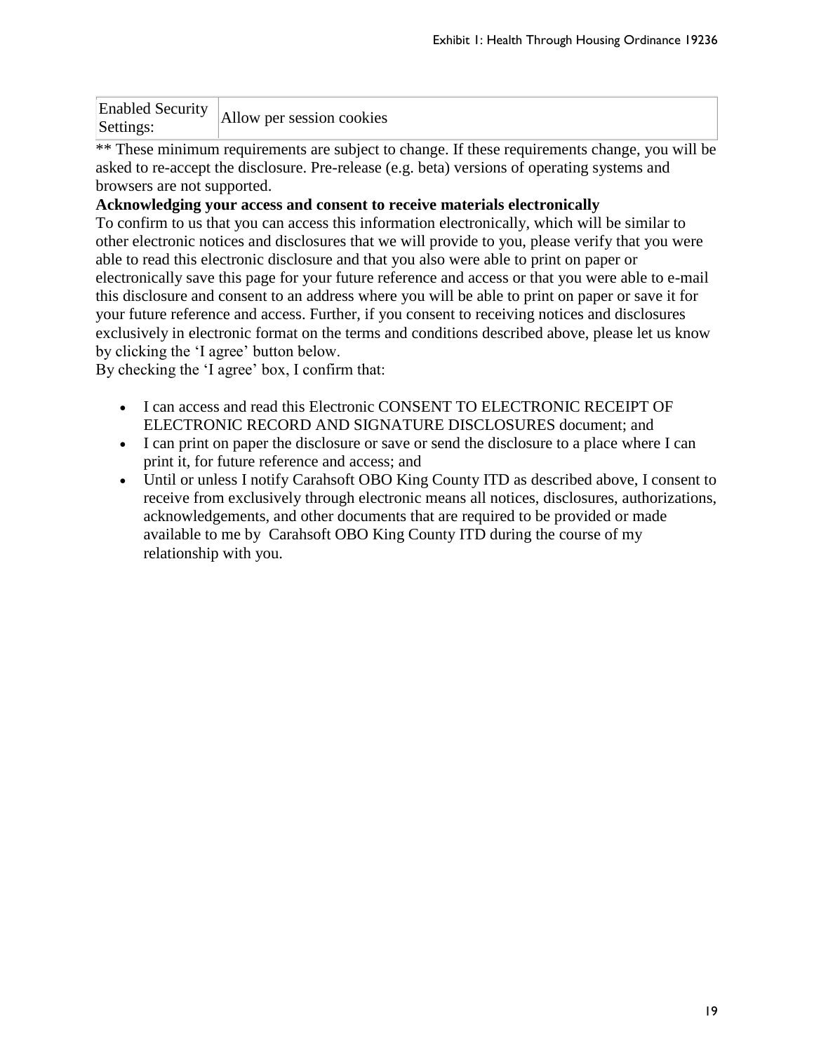| | |
|---|---|
| Enabled Security Settings: | Allow per session cookies |

** These minimum requirements are subject to change. If these requirements change, you will be asked to re-accept the disclosure. Pre-release (e.g. beta) versions of operating systems and browsers are not supported.

**Acknowledging your access and consent to receive materials electronically**

To confirm to us that you can access this information electronically, which will be similar to other electronic notices and disclosures that we will provide to you, please verify that you were able to read this electronic disclosure and that you also were able to print on paper or electronically save this page for your future reference and access or that you were able to e-mail this disclosure and consent to an address where you will be able to print on paper or save it for your future reference and access. Further, if you consent to receiving notices and disclosures exclusively in electronic format on the terms and conditions described above, please let us know by clicking the 'I agree' button below.

By checking the 'I agree' box, I confirm that:

- I can access and read this Electronic CONSENT TO ELECTRONIC RECEIPT OF ELECTRONIC RECORD AND SIGNATURE DISCLOSURES document; and
- I can print on paper the disclosure or save or send the disclosure to a place where I can print it, for future reference and access; and
- Until or unless I notify Carahsoft OBO King County ITD as described above, I consent to receive from exclusively through electronic means all notices, disclosures, authorizations, acknowledgements, and other documents that are required to be provided or made available to me by Carahsoft OBO King County ITD during the course of my relationship with you.